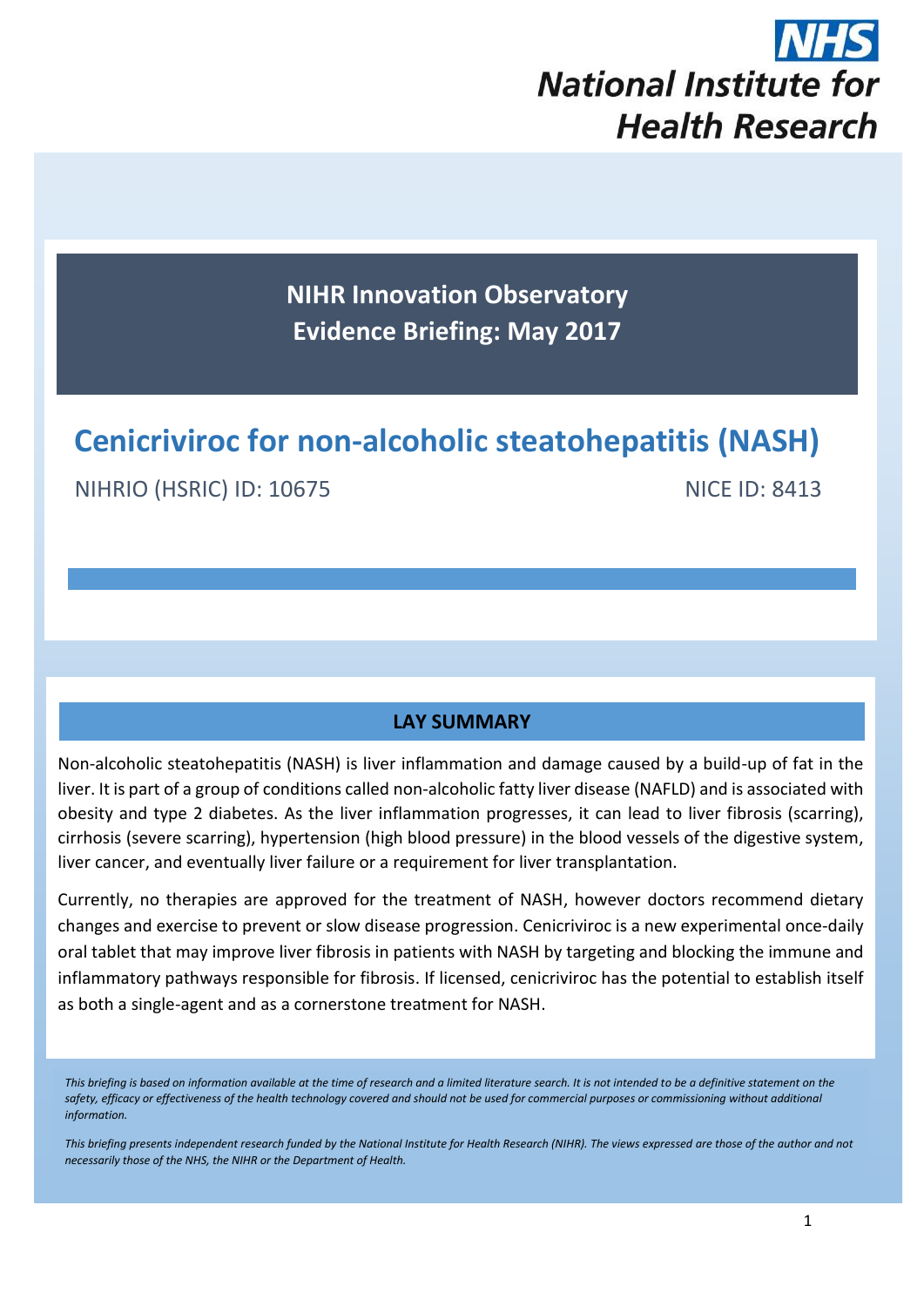NHS
National Institute for Health Research

**NIHR Innovation Observatory**
**Evidence Briefing: May 2017**

# Cenicriviroc for non-alcoholic steatohepatitis (NASH)

NIHRIO (HSRIC) ID: 10675

NICE ID: 8413

## LAY SUMMARY

Non-alcoholic steatohepatitis (NASH) is liver inflammation and damage caused by a build-up of fat in the liver. It is part of a group of conditions called non-alcoholic fatty liver disease (NAFLD) and is associated with obesity and type 2 diabetes. As the liver inflammation progresses, it can lead to liver fibrosis (scarring), cirrhosis (severe scarring), hypertension (high blood pressure) in the blood vessels of the digestive system, liver cancer, and eventually liver failure or a requirement for liver transplantation.

Currently, no therapies are approved for the treatment of NASH, however doctors recommend dietary changes and exercise to prevent or slow disease progression. Cenicriviroc is a new experimental once-daily oral tablet that may improve liver fibrosis in patients with NASH by targeting and blocking the immune and inflammatory pathways responsible for fibrosis. If licensed, cenicriviroc has the potential to establish itself as both a single-agent and as a cornerstone treatment for NASH.

*This briefing is based on information available at the time of research and a limited literature search. It is not intended to be a definitive statement on the safety, efficacy or effectiveness of the health technology covered and should not be used for commercial purposes or commissioning without additional information.*

*This briefing presents independent research funded by the National Institute for Health Research (NIHR). The views expressed are those of the author and not necessarily those of the NHS, the NIHR or the Department of Health.*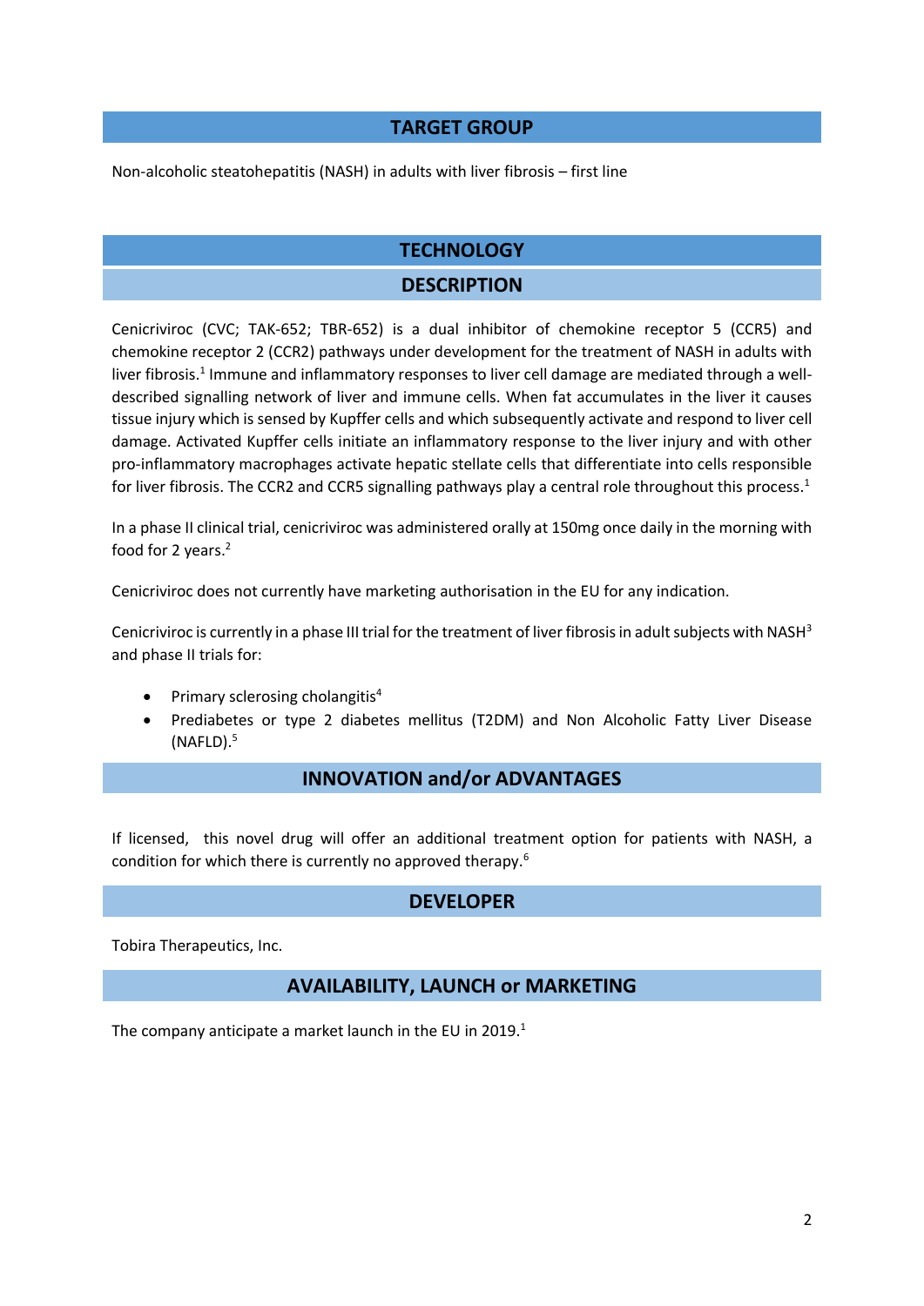## TARGET GROUP

Non-alcoholic steatohepatitis (NASH) in adults with liver fibrosis – first line

## TECHNOLOGY

### DESCRIPTION

Cenicriviroc (CVC; TAK-652; TBR-652) is a dual inhibitor of chemokine receptor 5 (CCR5) and chemokine receptor 2 (CCR2) pathways under development for the treatment of NASH in adults with liver fibrosis.[1] Immune and inflammatory responses to liver cell damage are mediated through a well-described signalling network of liver and immune cells. When fat accumulates in the liver it causes tissue injury which is sensed by Kupffer cells and which subsequently activate and respond to liver cell damage. Activated Kupffer cells initiate an inflammatory response to the liver injury and with other pro-inflammatory macrophages activate hepatic stellate cells that differentiate into cells responsible for liver fibrosis. The CCR2 and CCR5 signalling pathways play a central role throughout this process.[1]

In a phase II clinical trial, cenicriviroc was administered orally at 150mg once daily in the morning with food for 2 years.[2]

Cenicriviroc does not currently have marketing authorisation in the EU for any indication.

Cenicriviroc is currently in a phase III trial for the treatment of liver fibrosis in adult subjects with NASH[3] and phase II trials for:

- Primary sclerosing cholangitis[4]
- Prediabetes or type 2 diabetes mellitus (T2DM) and Non Alcoholic Fatty Liver Disease (NAFLD).[5]

### INNOVATION and/or ADVANTAGES

If licensed, this novel drug will offer an additional treatment option for patients with NASH, a condition for which there is currently no approved therapy.[6]

### DEVELOPER

Tobira Therapeutics, Inc.

### AVAILABILITY, LAUNCH or MARKETING

The company anticipate a market launch in the EU in 2019.[1]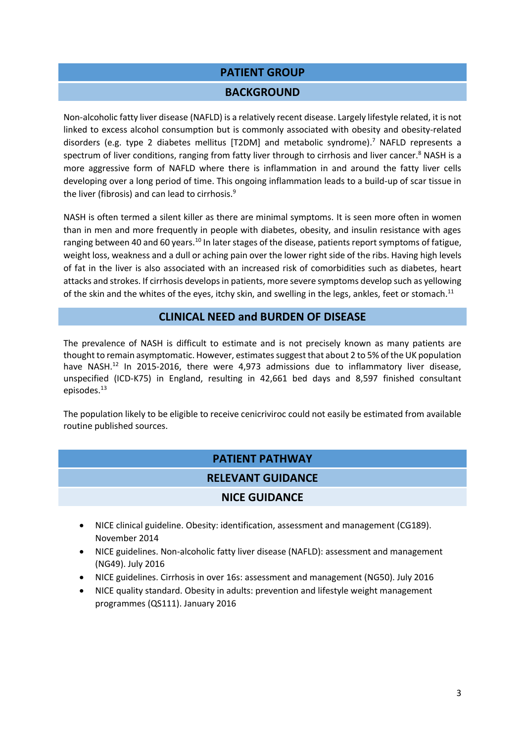## PATIENT GROUP

### BACKGROUND

Non-alcoholic fatty liver disease (NAFLD) is a relatively recent disease. Largely lifestyle related, it is not linked to excess alcohol consumption but is commonly associated with obesity and obesity-related disorders (e.g. type 2 diabetes mellitus [T2DM] and metabolic syndrome).[7] NAFLD represents a spectrum of liver conditions, ranging from fatty liver through to cirrhosis and liver cancer.[8] NASH is a more aggressive form of NAFLD where there is inflammation in and around the fatty liver cells developing over a long period of time. This ongoing inflammation leads to a build-up of scar tissue in the liver (fibrosis) and can lead to cirrhosis.[9]

NASH is often termed a silent killer as there are minimal symptoms. It is seen more often in women than in men and more frequently in people with diabetes, obesity, and insulin resistance with ages ranging between 40 and 60 years.[10] In later stages of the disease, patients report symptoms of fatigue, weight loss, weakness and a dull or aching pain over the lower right side of the ribs. Having high levels of fat in the liver is also associated with an increased risk of comorbidities such as diabetes, heart attacks and strokes. If cirrhosis develops in patients, more severe symptoms develop such as yellowing of the skin and the whites of the eyes, itchy skin, and swelling in the legs, ankles, feet or stomach.[11]

### CLINICAL NEED and BURDEN OF DISEASE

The prevalence of NASH is difficult to estimate and is not precisely known as many patients are thought to remain asymptomatic. However, estimates suggest that about 2 to 5% of the UK population have NASH.[12] In 2015-2016, there were 4,973 admissions due to inflammatory liver disease, unspecified (ICD-K75) in England, resulting in 42,661 bed days and 8,597 finished consultant episodes.[13]

The population likely to be eligible to receive cenicriviroc could not easily be estimated from available routine published sources.

## PATIENT PATHWAY

### RELEVANT GUIDANCE

#### NICE GUIDANCE

- NICE clinical guideline. Obesity: identification, assessment and management (CG189). November 2014
- NICE guidelines. Non-alcoholic fatty liver disease (NAFLD): assessment and management (NG49). July 2016
- NICE guidelines. Cirrhosis in over 16s: assessment and management (NG50). July 2016
- NICE quality standard. Obesity in adults: prevention and lifestyle weight management programmes (QS111). January 2016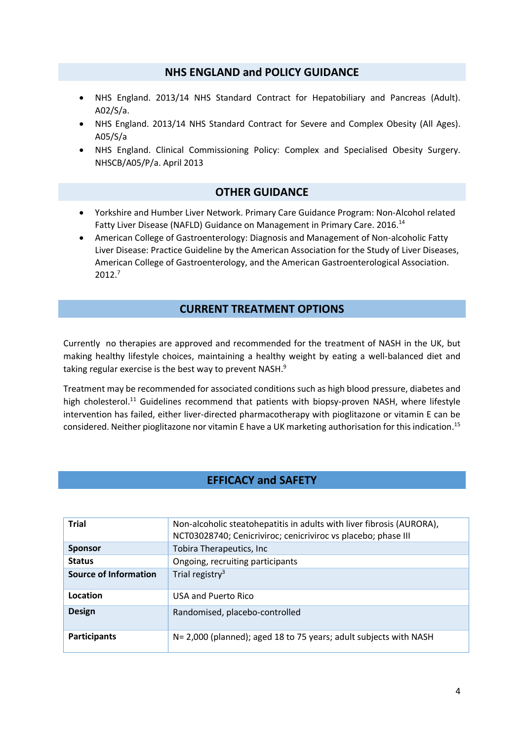## NHS ENGLAND and POLICY GUIDANCE

- NHS England. 2013/14 NHS Standard Contract for Hepatobiliary and Pancreas (Adult). A02/S/a.
- NHS England. 2013/14 NHS Standard Contract for Severe and Complex Obesity (All Ages). A05/S/a
- NHS England. Clinical Commissioning Policy: Complex and Specialised Obesity Surgery. NHSCB/A05/P/a. April 2013

## OTHER GUIDANCE

- Yorkshire and Humber Liver Network. Primary Care Guidance Program: Non-Alcohol related Fatty Liver Disease (NAFLD) Guidance on Management in Primary Care. 2016.[14]
- American College of Gastroenterology: Diagnosis and Management of Non-alcoholic Fatty Liver Disease: Practice Guideline by the American Association for the Study of Liver Diseases, American College of Gastroenterology, and the American Gastroenterological Association. 2012.[7]

## CURRENT TREATMENT OPTIONS

Currently no therapies are approved and recommended for the treatment of NASH in the UK, but making healthy lifestyle choices, maintaining a healthy weight by eating a well-balanced diet and taking regular exercise is the best way to prevent NASH.[9]

Treatment may be recommended for associated conditions such as high blood pressure, diabetes and high cholesterol.[11] Guidelines recommend that patients with biopsy-proven NASH, where lifestyle intervention has failed, either liver-directed pharmacotherapy with pioglitazone or vitamin E can be considered. Neither pioglitazone nor vitamin E have a UK marketing authorisation for this indication.[15]

## EFFICACY and SAFETY

| **Trial** | Non-alcoholic steatohepatitis in adults with liver fibrosis (AURORA), NCT03028740; Cenicriviroc; cenicriviroc vs placebo; phase III |
|---|---|
| **Sponsor** | Tobira Therapeutics, Inc |
| **Status** | Ongoing, recruiting participants |
| **Source of Information** | Trial registry[3] |
| **Location** | USA and Puerto Rico |
| **Design** | Randomised, placebo-controlled |
| **Participants** | N= 2,000 (planned); aged 18 to 75 years; adult subjects with NASH |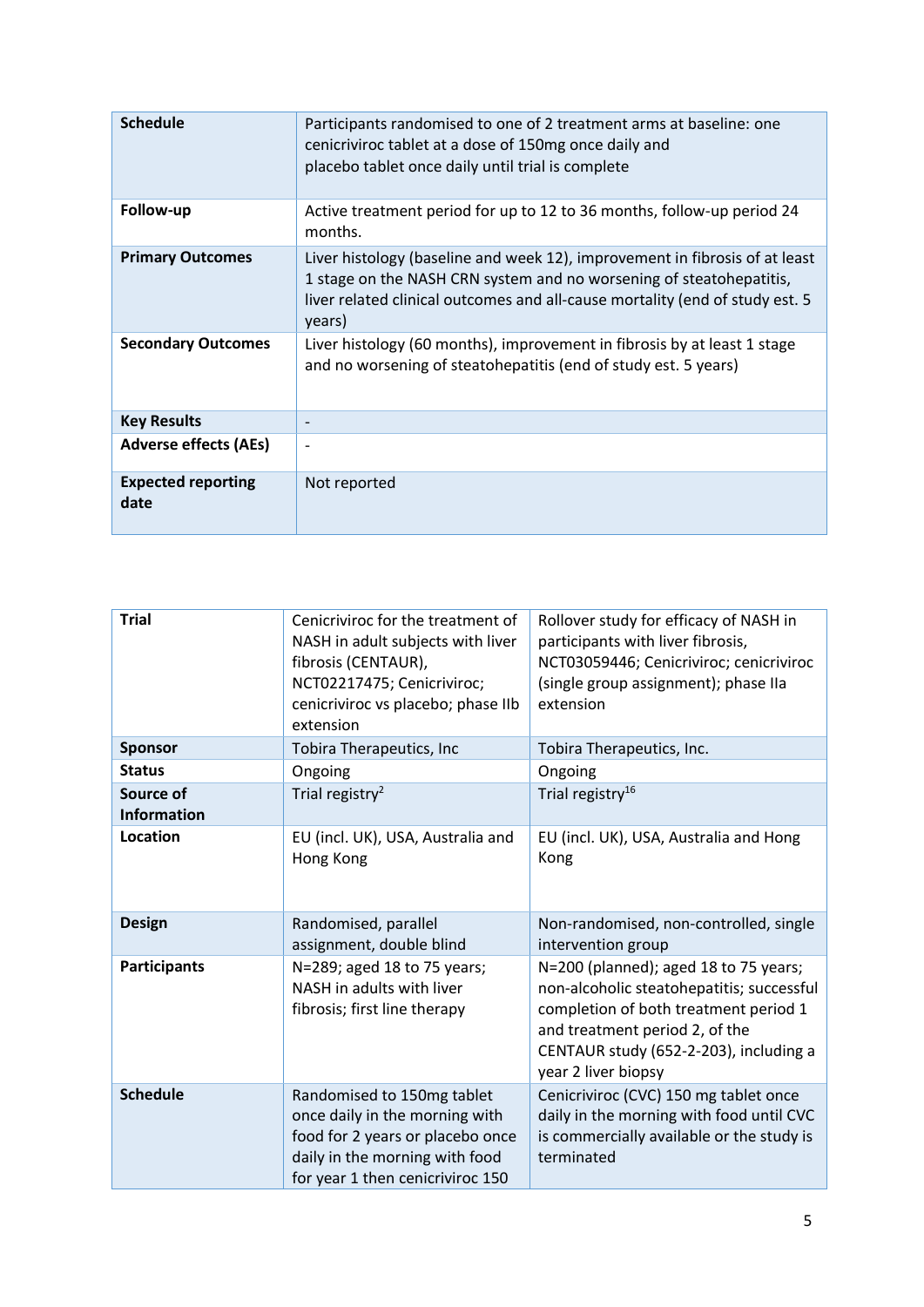| | |
|---|---|
| **Schedule** | Participants randomised to one of 2 treatment arms at baseline: one cenicriviroc tablet at a dose of 150mg once daily and placebo tablet once daily until trial is complete |
| **Follow-up** | Active treatment period for up to 12 to 36 months, follow-up period 24 months. |
| **Primary Outcomes** | Liver histology (baseline and week 12), improvement in fibrosis of at least 1 stage on the NASH CRN system and no worsening of steatohepatitis, liver related clinical outcomes and all-cause mortality (end of study est. 5 years) |
| **Secondary Outcomes** | Liver histology (60 months), improvement in fibrosis by at least 1 stage and no worsening of steatohepatitis (end of study est. 5 years) |
| **Key Results** | - |
| **Adverse effects (AEs)** | - |
| **Expected reporting date** | Not reported |

| **Trial** | Cenicriviroc for the treatment of NASH in adult subjects with liver fibrosis (CENTAUR), NCT02217475; Cenicriviroc; cenicriviroc vs placebo; phase IIb extension | Rollover study for efficacy of NASH in participants with liver fibrosis, NCT03059446; Cenicriviroc; cenicriviroc (single group assignment); phase IIa extension |
|---|---|---|
| **Sponsor** | Tobira Therapeutics, Inc | Tobira Therapeutics, Inc. |
| **Status** | Ongoing | Ongoing |
| **Source of Information** | Trial registry[2] | Trial registry[16] |
| **Location** | EU (incl. UK), USA, Australia and Hong Kong | EU (incl. UK), USA, Australia and Hong Kong |
| **Design** | Randomised, parallel assignment, double blind | Non-randomised, non-controlled, single intervention group |
| **Participants** | N=289; aged 18 to 75 years; NASH in adults with liver fibrosis; first line therapy | N=200 (planned); aged 18 to 75 years; non-alcoholic steatohepatitis; successful completion of both treatment period 1 and treatment period 2, of the CENTAUR study (652-2-203), including a year 2 liver biopsy |
| **Schedule** | Randomised to 150mg tablet once daily in the morning with food for 2 years or placebo once daily in the morning with food for year 1 then cenicriviroc 150 | Cenicriviroc (CVC) 150 mg tablet once daily in the morning with food until CVC is commercially available or the study is terminated |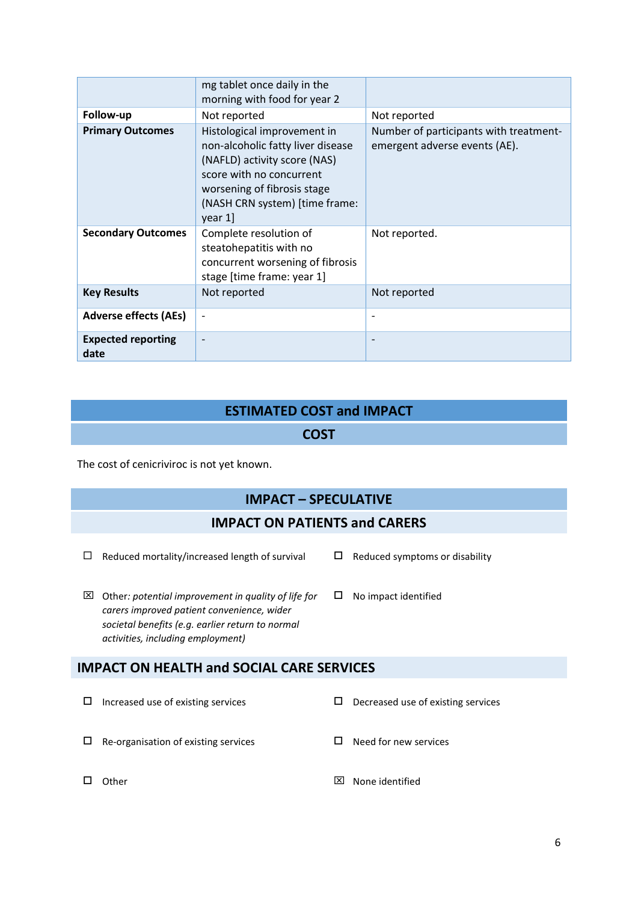| | | |
|---|---|---|
| | mg tablet once daily in the morning with food for year 2 | |
| **Follow-up** | Not reported | Not reported |
| **Primary Outcomes** | Histological improvement in non-alcoholic fatty liver disease (NAFLD) activity score (NAS) score with no concurrent worsening of fibrosis stage (NASH CRN system) [time frame: year 1] | Number of participants with treatment-emergent adverse events (AE). |
| **Secondary Outcomes** | Complete resolution of steatohepatitis with no concurrent worsening of fibrosis stage [time frame: year 1] | Not reported. |
| **Key Results** | Not reported | Not reported |
| **Adverse effects (AEs)** | - | - |
| **Expected reporting date** | - | - |

## ESTIMATED COST and IMPACT

### COST

The cost of cenicriviroc is not yet known.

### IMPACT – SPECULATIVE

### IMPACT ON PATIENTS and CARERS

☐ Reduced mortality/increased length of survival

☐ Reduced symptoms or disability

☒ Other*: potential improvement in quality of life for carers improved patient convenience, wider societal benefits (e.g. earlier return to normal activities, including employment)*

☐ No impact identified

### IMPACT ON HEALTH and SOCIAL CARE SERVICES

☐ Increased use of existing services

☐ Decreased use of existing services

☐ Re-organisation of existing services

☐ Need for new services

☐ Other

☒ None identified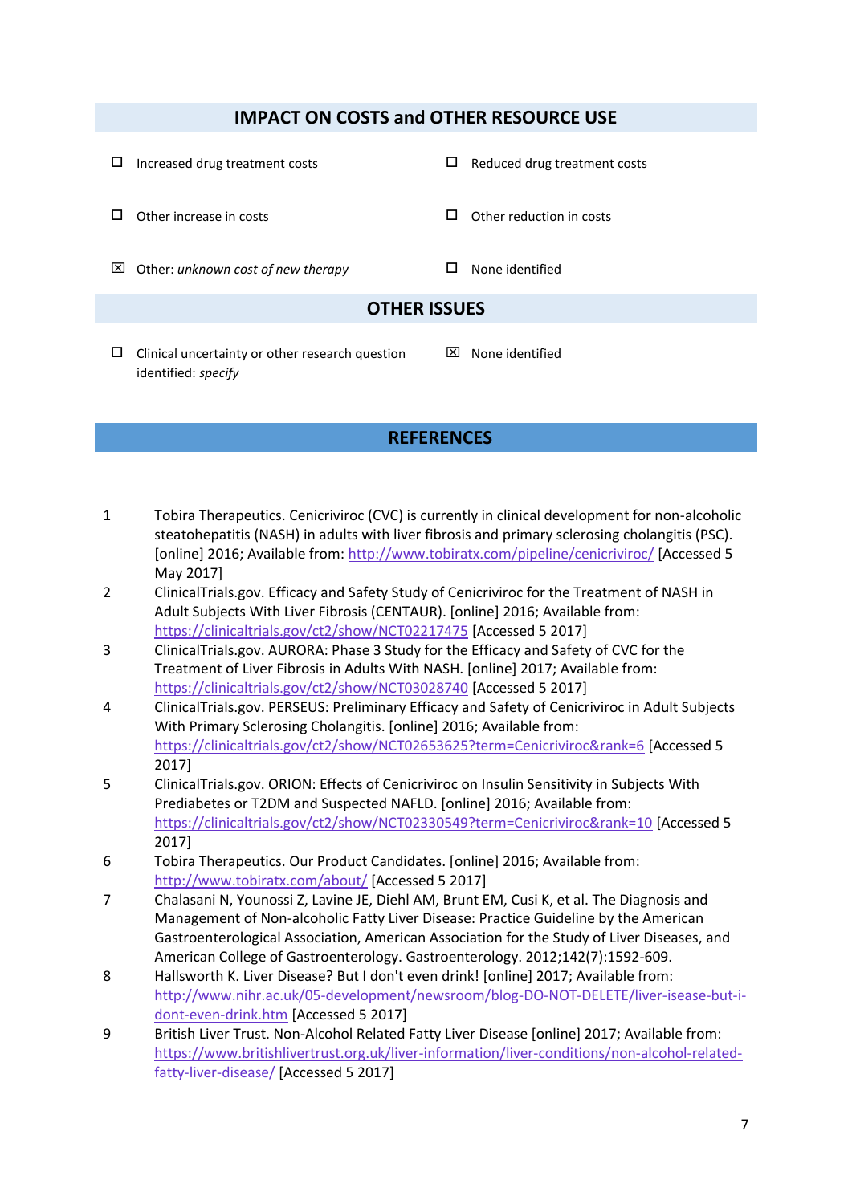## IMPACT ON COSTS and OTHER RESOURCE USE

- ☐ Increased drug treatment costs
- ☐ Reduced drug treatment costs
- ☐ Other increase in costs
- ☐ Other reduction in costs
- ☒ Other: *unknown cost of new therapy*
- ☐ None identified

## OTHER ISSUES

- ☐ Clinical uncertainty or other research question identified: *specify*
- ☒ None identified

## REFERENCES

1. Tobira Therapeutics. Cenicriviroc (CVC) is currently in clinical development for non-alcoholic steatohepatitis (NASH) in adults with liver fibrosis and primary sclerosing cholangitis (PSC). [online] 2016; Available from: http://www.tobiratx.com/pipeline/cenicriviroc/ [Accessed 5 May 2017]
2. ClinicalTrials.gov. Efficacy and Safety Study of Cenicriviroc for the Treatment of NASH in Adult Subjects With Liver Fibrosis (CENTAUR). [online] 2016; Available from: https://clinicaltrials.gov/ct2/show/NCT02217475 [Accessed 5 2017]
3. ClinicalTrials.gov. AURORA: Phase 3 Study for the Efficacy and Safety of CVC for the Treatment of Liver Fibrosis in Adults With NASH. [online] 2017; Available from: https://clinicaltrials.gov/ct2/show/NCT03028740 [Accessed 5 2017]
4. ClinicalTrials.gov. PERSEUS: Preliminary Efficacy and Safety of Cenicriviroc in Adult Subjects With Primary Sclerosing Cholangitis. [online] 2016; Available from: https://clinicaltrials.gov/ct2/show/NCT02653625?term=Cenicriviroc&rank=6 [Accessed 5 2017]
5. ClinicalTrials.gov. ORION: Effects of Cenicriviroc on Insulin Sensitivity in Subjects With Prediabetes or T2DM and Suspected NAFLD. [online] 2016; Available from: https://clinicaltrials.gov/ct2/show/NCT02330549?term=Cenicriviroc&rank=10 [Accessed 5 2017]
6. Tobira Therapeutics. Our Product Candidates. [online] 2016; Available from: http://www.tobiratx.com/about/ [Accessed 5 2017]
7. Chalasani N, Younossi Z, Lavine JE, Diehl AM, Brunt EM, Cusi K, et al. The Diagnosis and Management of Non-alcoholic Fatty Liver Disease: Practice Guideline by the American Gastroenterological Association, American Association for the Study of Liver Diseases, and American College of Gastroenterology. Gastroenterology. 2012;142(7):1592-609.
8. Hallsworth K. Liver Disease? But I don't even drink! [online] 2017; Available from: http://www.nihr.ac.uk/05-development/newsroom/blog-DO-NOT-DELETE/liver-isease-but-i-dont-even-drink.htm [Accessed 5 2017]
9. British Liver Trust. Non-Alcohol Related Fatty Liver Disease [online] 2017; Available from: https://www.britishlivertrust.org.uk/liver-information/liver-conditions/non-alcohol-related-fatty-liver-disease/ [Accessed 5 2017]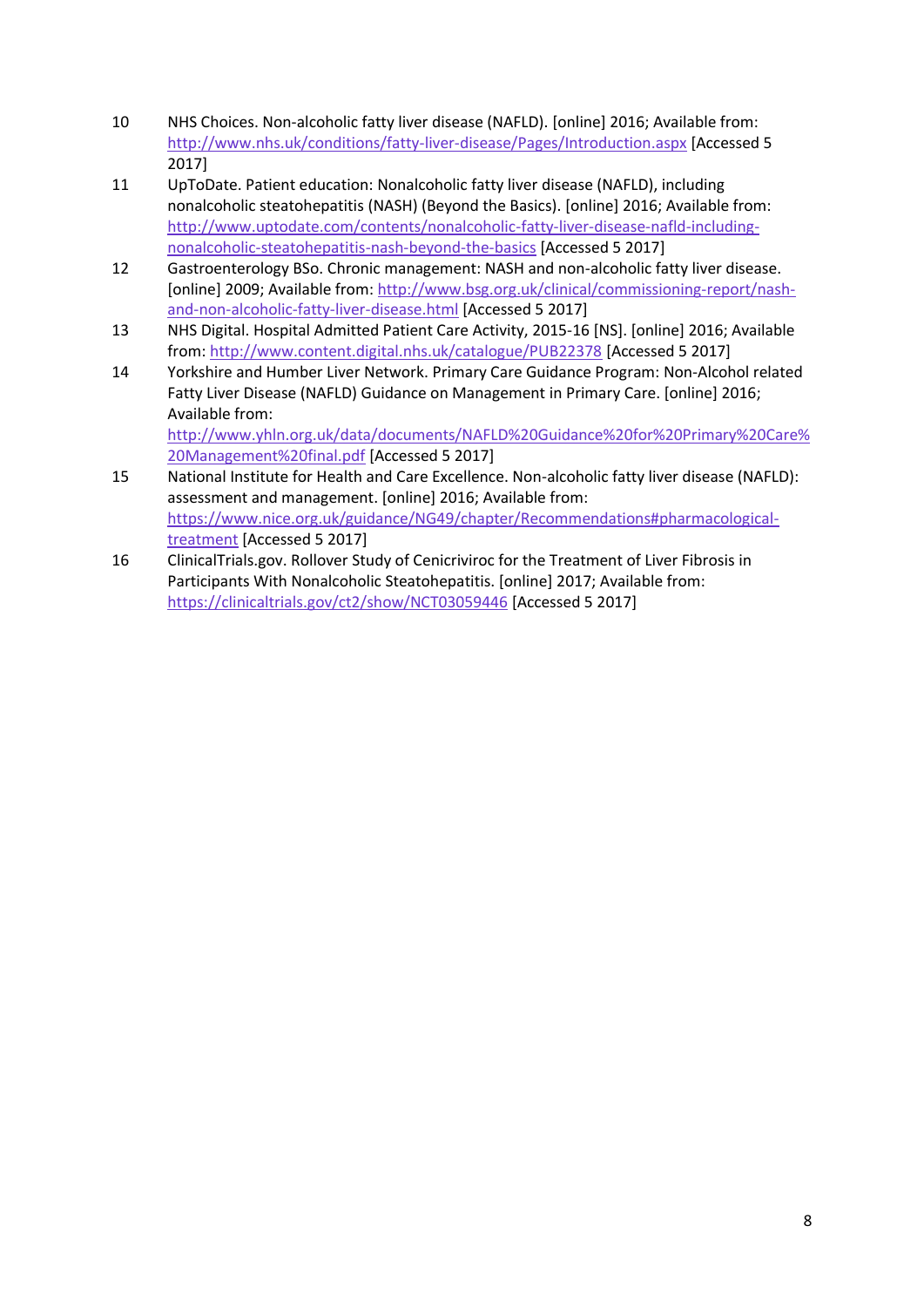10 NHS Choices. Non-alcoholic fatty liver disease (NAFLD). [online] 2016; Available from: http://www.nhs.uk/conditions/fatty-liver-disease/Pages/Introduction.aspx [Accessed 5 2017]

11 UpToDate. Patient education: Nonalcoholic fatty liver disease (NAFLD), including nonalcoholic steatohepatitis (NASH) (Beyond the Basics). [online] 2016; Available from: http://www.uptodate.com/contents/nonalcoholic-fatty-liver-disease-nafld-including-nonalcoholic-steatohepatitis-nash-beyond-the-basics [Accessed 5 2017]

12 Gastroenterology BSo. Chronic management: NASH and non-alcoholic fatty liver disease. [online] 2009; Available from: http://www.bsg.org.uk/clinical/commissioning-report/nash-and-non-alcoholic-fatty-liver-disease.html [Accessed 5 2017]

13 NHS Digital. Hospital Admitted Patient Care Activity, 2015-16 [NS]. [online] 2016; Available from: http://www.content.digital.nhs.uk/catalogue/PUB22378 [Accessed 5 2017]

14 Yorkshire and Humber Liver Network. Primary Care Guidance Program: Non-Alcohol related Fatty Liver Disease (NAFLD) Guidance on Management in Primary Care. [online] 2016; Available from: http://www.yhln.org.uk/data/documents/NAFLD%20Guidance%20for%20Primary%20Care%20Management%20final.pdf [Accessed 5 2017]

15 National Institute for Health and Care Excellence. Non-alcoholic fatty liver disease (NAFLD): assessment and management. [online] 2016; Available from: https://www.nice.org.uk/guidance/NG49/chapter/Recommendations#pharmacological-treatment [Accessed 5 2017]

16 ClinicalTrials.gov. Rollover Study of Cenicriviroc for the Treatment of Liver Fibrosis in Participants With Nonalcoholic Steatohepatitis. [online] 2017; Available from: https://clinicaltrials.gov/ct2/show/NCT03059446 [Accessed 5 2017]